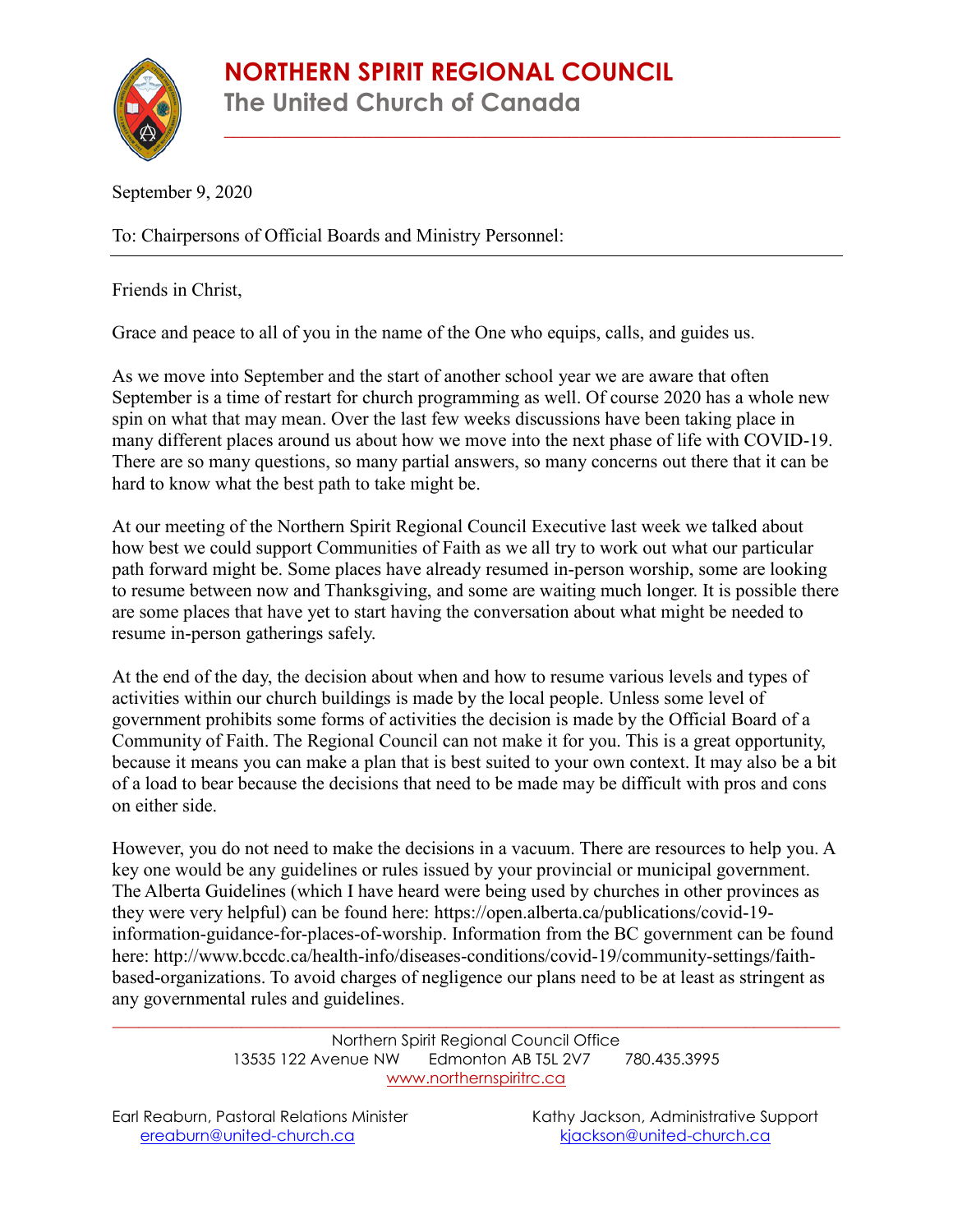# NORTHERN SPIRIT REGIONAL COUNCIL

## The United Church of Canada

September 9, 2020

To: Chairpersons of Official Boards and Ministry Personnel:

Friends in Christ,

Grace and peace to all of you in the name of the One who equips, calls, and guides us.

As we move into September and the start of another school year we are aware that often September is a time of restart for church programming as well. Of course 2020 has a whole new spin on what that may mean. Over the last few weeks discussions have been taking place in many different places around us about how we move into the next phase of life with COVID-19. There are so many questions, so many partial answers, so many concerns out there that it can be hard to know what the best path to take might be.

At our meeting of the Northern Spirit Regional Council Executive last week we talked about how best we could support Communities of Faith as we all try to work out what our particular path forward might be. Some places have already resumed in-person worship, some are looking to resume between now and Thanksgiving, and some are waiting much longer. It is possible there are some places that have yet to start having the conversation about what might be needed to resume in-person gatherings safely.

At the end of the day, the decision about when and how to resume various levels and types of activities within our church buildings is made by the local people. Unless some level of government prohibits some forms of activities the decision is made by the Official Board of a Community of Faith. The Regional Council can not make it for you. This is a great opportunity, because it means you can make a plan that is best suited to your own context. It may also be a bit of a load to bear because the decisions that need to be made may be difficult with pros and cons on either side.

However, you do not need to make the decisions in a vacuum. There are resources to help you. A key one would be any guidelines or rules issued by your provincial or municipal government. The Alberta Guidelines (which I have heard were being used by churches in other provinces as they were very helpful) can be found here: https://open.alberta.ca/publications/covid-19-information-guidance-for-places-of-worship. Information from the BC government can be found here: http://www.bccdc.ca/health-info/diseases-conditions/covid-19/community-settings/faith-based-organizations. To avoid charges of negligence our plans need to be at least as stringent as any governmental rules and guidelines.

Northern Spirit Regional Council Office
13535 122 Avenue NW Edmonton AB T5L 2V7 780.435.3995
www.northernspiritrc.ca

Earl Reaburn, Pastoral Relations Minister
ereaburn@united-church.ca

Kathy Jackson, Administrative Support
kjackson@united-church.ca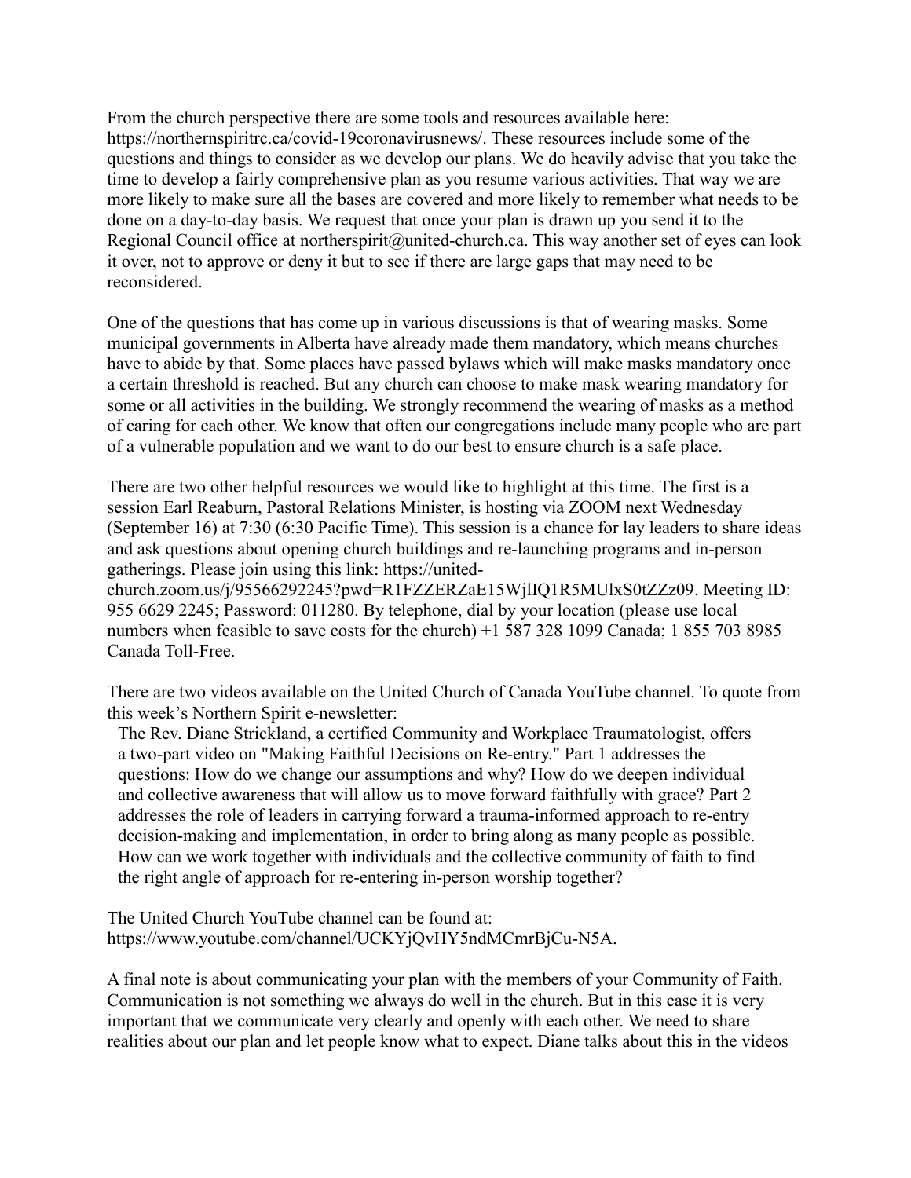From the church perspective there are some tools and resources available here: https://northernspiritrc.ca/covid-19coronavirusnews/. These resources include some of the questions and things to consider as we develop our plans. We do heavily advise that you take the time to develop a fairly comprehensive plan as you resume various activities. That way we are more likely to make sure all the bases are covered and more likely to remember what needs to be done on a day-to-day basis. We request that once your plan is drawn up you send it to the Regional Council office at northerspirit@united-church.ca. This way another set of eyes can look it over, not to approve or deny it but to see if there are large gaps that may need to be reconsidered.

One of the questions that has come up in various discussions is that of wearing masks. Some municipal governments in Alberta have already made them mandatory, which means churches have to abide by that. Some places have passed bylaws which will make masks mandatory once a certain threshold is reached. But any church can choose to make mask wearing mandatory for some or all activities in the building. We strongly recommend the wearing of masks as a method of caring for each other. We know that often our congregations include many people who are part of a vulnerable population and we want to do our best to ensure church is a safe place.

There are two other helpful resources we would like to highlight at this time. The first is a session Earl Reaburn, Pastoral Relations Minister, is hosting via ZOOM next Wednesday (September 16) at 7:30 (6:30 Pacific Time). This session is a chance for lay leaders to share ideas and ask questions about opening church buildings and re-launching programs and in-person gatherings. Please join using this link: https://united-church.zoom.us/j/95566292245?pwd=R1FZZERZaE15WjlIQ1R5MUlxS0tZZz09. Meeting ID: 955 6629 2245; Password: 011280. By telephone, dial by your location (please use local numbers when feasible to save costs for the church) +1 587 328 1099 Canada; 1 855 703 8985 Canada Toll-Free.

There are two videos available on the United Church of Canada YouTube channel. To quote from this week's Northern Spirit e-newsletter:

> The Rev. Diane Strickland, a certified Community and Workplace Traumatologist, offers a two-part video on "Making Faithful Decisions on Re-entry." Part 1 addresses the questions: How do we change our assumptions and why? How do we deepen individual and collective awareness that will allow us to move forward faithfully with grace? Part 2 addresses the role of leaders in carrying forward a trauma-informed approach to re-entry decision-making and implementation, in order to bring along as many people as possible. How can we work together with individuals and the collective community of faith to find the right angle of approach for re-entering in-person worship together?

The United Church YouTube channel can be found at: https://www.youtube.com/channel/UCKYjQvHY5ndMCmrBjCu-N5A.

A final note is about communicating your plan with the members of your Community of Faith. Communication is not something we always do well in the church. But in this case it is very important that we communicate very clearly and openly with each other. We need to share realities about our plan and let people know what to expect. Diane talks about this in the videos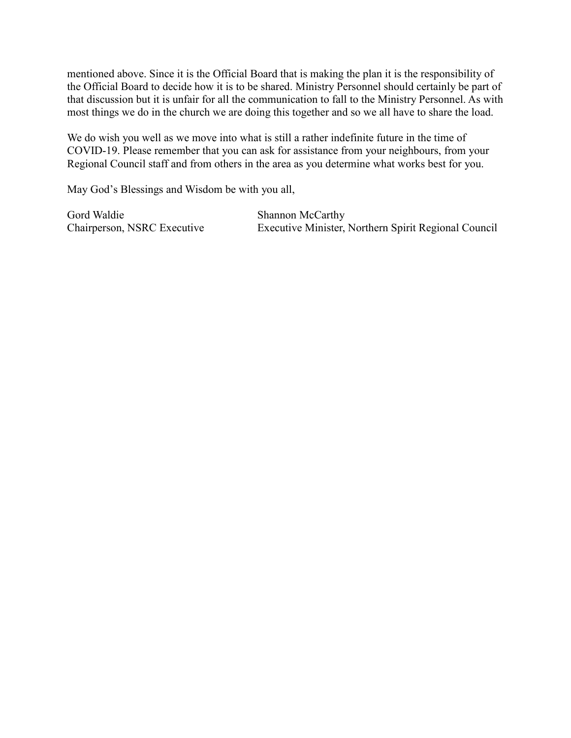mentioned above. Since it is the Official Board that is making the plan it is the responsibility of the Official Board to decide how it is to be shared. Ministry Personnel should certainly be part of that discussion but it is unfair for all the communication to fall to the Ministry Personnel. As with most things we do in the church we are doing this together and so we all have to share the load.

We do wish you well as we move into what is still a rather indefinite future in the time of COVID-19. Please remember that you can ask for assistance from your neighbours, from your Regional Council staff and from others in the area as you determine what works best for you.

May God's Blessings and Wisdom be with you all,

Gord Waldie
Chairperson, NSRC Executive

Shannon McCarthy
Executive Minister, Northern Spirit Regional Council